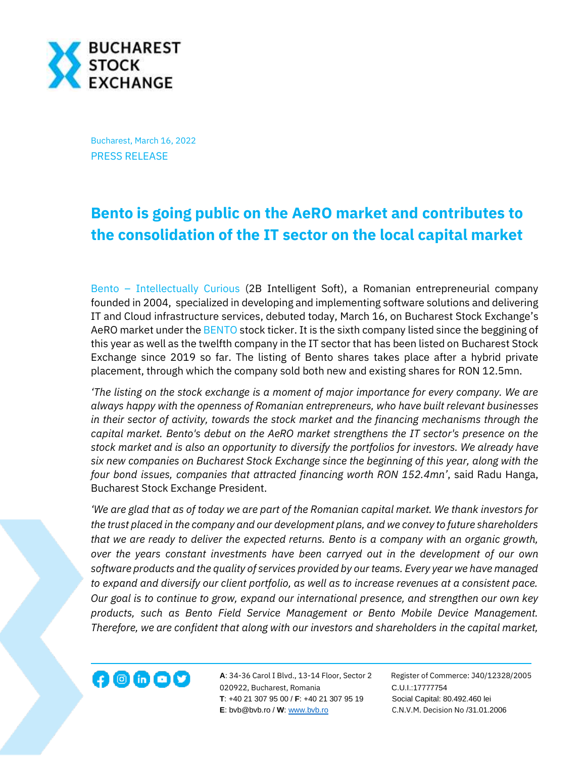Bucharest, March 16, 2022

PRESS RELEASE

# Bento is going public on the AeRO market and contributes to the consolidation of the IT sector on the local capital market

Bento – Intellectually Curious (2B Intelligent Soft), a Romanian entrepreneurial company founded in 2004, specialized in developing and implementing software solutions and delivering IT and Cloud infrastructure services, debuted today, March 16, on Bucharest Stock Exchange's AeRO market under the BENTO stock ticker. It is the sixth company listed since the beggining of this year as well as the twelfth company in the IT sector that has been listed on Bucharest Stock Exchange since 2019 so far. The listing of Bento shares takes place after a hybrid private placement, through which the company sold both new and existing shares for RON 12.5mn.

*'The listing on the stock exchange is a moment of major importance for every company. We are always happy with the openness of Romanian entrepreneurs, who have built relevant businesses in their sector of activity, towards the stock market and the financing mechanisms through the capital market. Bento's debut on the AeRO market strengthens the IT sector's presence on the stock market and is also an opportunity to diversify the portfolios for investors. We already have six new companies on Bucharest Stock Exchange since the beginning of this year, along with the four bond issues, companies that attracted financing worth RON 152.4mn'*, said Radu Hanga, Bucharest Stock Exchange President.

*'We are glad that as of today we are part of the Romanian capital market. We thank investors for the trust placed in the company and our development plans, and we convey to future shareholders that we are ready to deliver the expected returns. Bento is a company with an organic growth, over the years constant investments have been carryed out in the development of our own software products and the quality of services provided by our teams. Every year we have managed to expand and diversify our client portfolio, as well as to increase revenues at a consistent pace. Our goal is to continue to grow, expand our international presence, and strengthen our own key products, such as Bento Field Service Management or Bento Mobile Device Management. Therefore, we are confident that along with our investors and shareholders in the capital market,*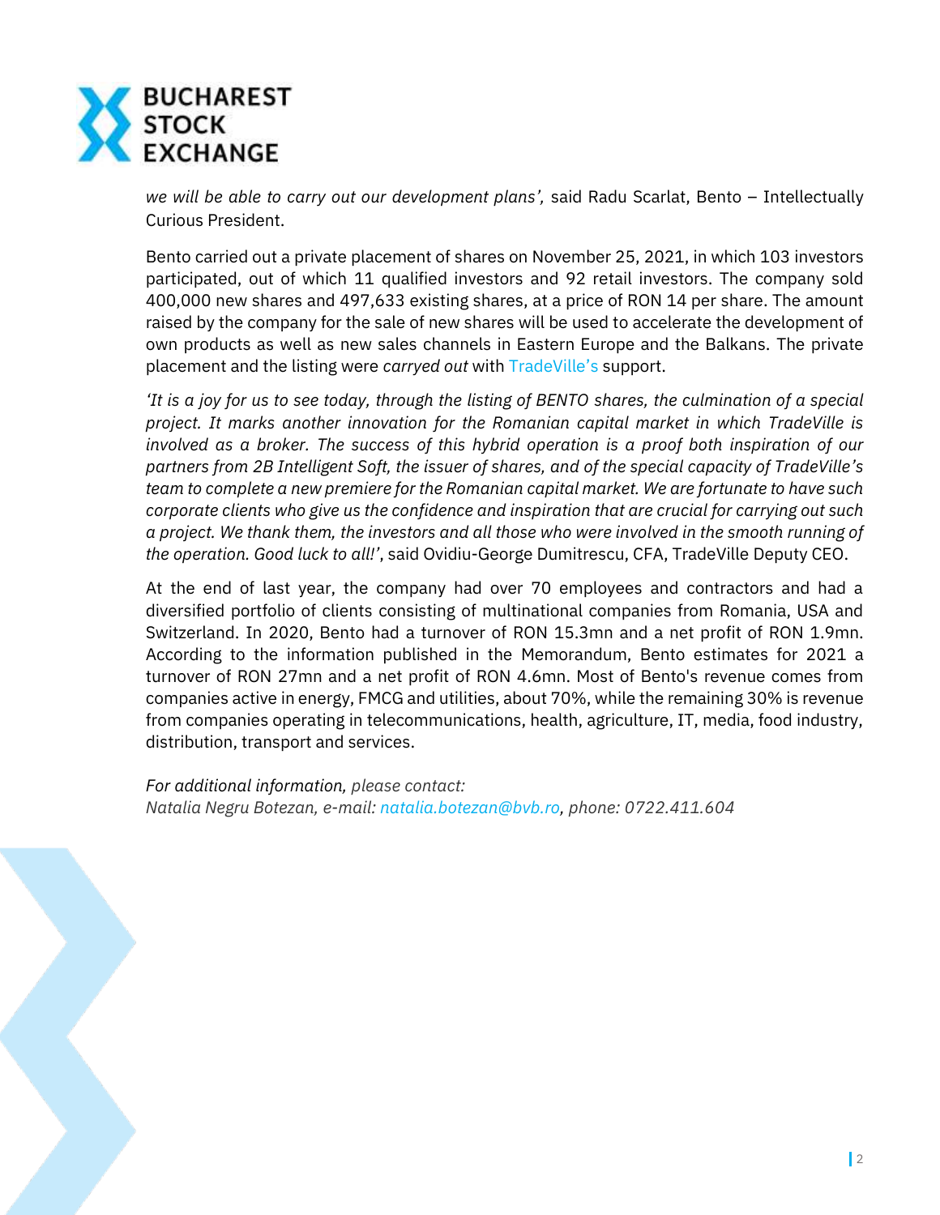*we will be able to carry out our development plans',* said Radu Scarlat, Bento – Intellectually Curious President.

Bento carried out a private placement of shares on November 25, 2021, in which 103 investors participated, out of which 11 qualified investors and 92 retail investors. The company sold 400,000 new shares and 497,633 existing shares, at a price of RON 14 per share. The amount raised by the company for the sale of new shares will be used to accelerate the development of own products as well as new sales channels in Eastern Europe and the Balkans. The private placement and the listing were *carryed out* with TradeVille's support.

*'It is a joy for us to see today, through the listing of BENTO shares, the culmination of a special project. It marks another innovation for the Romanian capital market in which TradeVille is involved as a broker. The success of this hybrid operation is a proof both inspiration of our partners from 2B Intelligent Soft, the issuer of shares, and of the special capacity of TradeVille's team to complete a new premiere for the Romanian capital market. We are fortunate to have such corporate clients who give us the confidence and inspiration that are crucial for carrying out such a project. We thank them, the investors and all those who were involved in the smooth running of the operation. Good luck to all!'*, said Ovidiu-George Dumitrescu, CFA, TradeVille Deputy CEO.

At the end of last year, the company had over 70 employees and contractors and had a diversified portfolio of clients consisting of multinational companies from Romania, USA and Switzerland. In 2020, Bento had a turnover of RON 15.3mn and a net profit of RON 1.9mn. According to the information published in the Memorandum, Bento estimates for 2021 a turnover of RON 27mn and a net profit of RON 4.6mn. Most of Bento's revenue comes from companies active in energy, FMCG and utilities, about 70%, while the remaining 30% is revenue from companies operating in telecommunications, health, agriculture, IT, media, food industry, distribution, transport and services.

*For additional information, please contact:*
*Natalia Negru Botezan, e-mail: natalia.botezan@bvb.ro, phone: 0722.411.604*